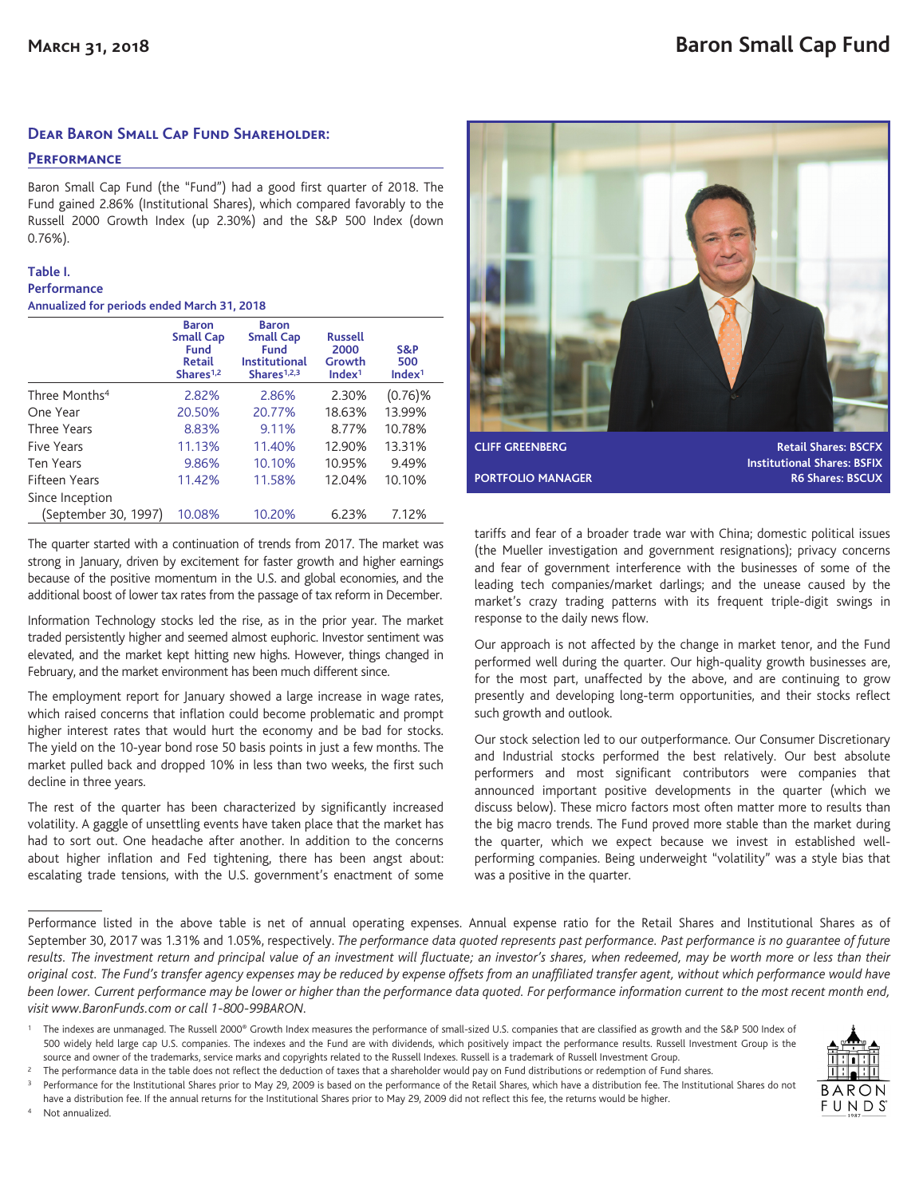# Baron Small Cap Fund

**March 31, 2018**

## Dear Baron Small Cap Fund Shareholder:

### Performance

Baron Small Cap Fund (the "Fund") had a good first quarter of 2018. The Fund gained 2.86% (Institutional Shares), which compared favorably to the Russell 2000 Growth Index (up 2.30%) and the S&P 500 Index (down 0.76%).

**Table I.**
**Performance**
**Annualized for periods ended March 31, 2018**

| | Baron Small Cap Fund Retail Shares[1,2] | Baron Small Cap Fund Institutional Shares[1,2,3] | Russell 2000 Growth Index[1] | S&P 500 Index[1] |
|---|---|---|---|---|
| Three Months[4] | 2.82% | 2.86% | 2.30% | (0.76)% |
| One Year | 20.50% | 20.77% | 18.63% | 13.99% |
| Three Years | 8.83% | 9.11% | 8.77% | 10.78% |
| Five Years | 11.13% | 11.40% | 12.90% | 13.31% |
| Ten Years | 9.86% | 10.10% | 10.95% | 9.49% |
| Fifteen Years | 11.42% | 11.58% | 12.04% | 10.10% |
| Since Inception (September 30, 1997) | 10.08% | 10.20% | 6.23% | 7.12% |

The quarter started with a continuation of trends from 2017. The market was strong in January, driven by excitement for faster growth and higher earnings because of the positive momentum in the U.S. and global economies, and the additional boost of lower tax rates from the passage of tax reform in December.

Information Technology stocks led the rise, as in the prior year. The market traded persistently higher and seemed almost euphoric. Investor sentiment was elevated, and the market kept hitting new highs. However, things changed in February, and the market environment has been much different since.

The employment report for January showed a large increase in wage rates, which raised concerns that inflation could become problematic and prompt higher interest rates that would hurt the economy and be bad for stocks. The yield on the 10-year bond rose 50 basis points in just a few months. The market pulled back and dropped 10% in less than two weeks, the first such decline in three years.

The rest of the quarter has been characterized by significantly increased volatility. A gaggle of unsettling events have taken place that the market has had to sort out. One headache after another. In addition to the concerns about higher inflation and Fed tightening, there has been angst about: escalating trade tensions, with the U.S. government's enactment of some tariffs and fear of a broader trade war with China; domestic political issues (the Mueller investigation and government resignations); privacy concerns and fear of government interference with the businesses of some of the leading tech companies/market darlings; and the unease caused by the market's crazy trading patterns with its frequent triple-digit swings in response to the daily news flow.

**CLIFF GREENBERG**
**PORTFOLIO MANAGER**

**Retail Shares: BSCFX**
**Institutional Shares: BSFIX**
**R6 Shares: BSCUX**

Our approach is not affected by the change in market tenor, and the Fund performed well during the quarter. Our high-quality growth businesses are, for the most part, unaffected by the above, and are continuing to grow presently and developing long-term opportunities, and their stocks reflect such growth and outlook.

Our stock selection led to our outperformance. Our Consumer Discretionary and Industrial stocks performed the best relatively. Our best absolute performers and most significant contributors were companies that announced important positive developments in the quarter (which we discuss below). These micro factors most often matter more to results than the big macro trends. The Fund proved more stable than the market during the quarter, which we expect because we invest in established well-performing companies. Being underweight "volatility" was a style bias that was a positive in the quarter.

Performance listed in the above table is net of annual operating expenses. Annual expense ratio for the Retail Shares and Institutional Shares as of September 30, 2017 was 1.31% and 1.05%, respectively. *The performance data quoted represents past performance. Past performance is no guarantee of future results. The investment return and principal value of an investment will fluctuate; an investor's shares, when redeemed, may be worth more or less than their original cost. The Fund's transfer agency expenses may be reduced by expense offsets from an unaffiliated transfer agent, without which performance would have been lower. Current performance may be lower or higher than the performance data quoted. For performance information current to the most recent month end, visit www.BaronFunds.com or call 1-800-99BARON.*

[1] The indexes are unmanaged. The Russell 2000® Growth Index measures the performance of small-sized U.S. companies that are classified as growth and the S&P 500 Index of 500 widely held large cap U.S. companies. The indexes and the Fund are with dividends, which positively impact the performance results. Russell Investment Group is the source and owner of the trademarks, service marks and copyrights related to the Russell Indexes. Russell is a trademark of Russell Investment Group.

[2] The performance data in the table does not reflect the deduction of taxes that a shareholder would pay on Fund distributions or redemption of Fund shares.

[3] Performance for the Institutional Shares prior to May 29, 2009 is based on the performance of the Retail Shares, which have a distribution fee. The Institutional Shares do not have a distribution fee. If the annual returns for the Institutional Shares prior to May 29, 2009 did not reflect this fee, the returns would be higher.

[4] Not annualized.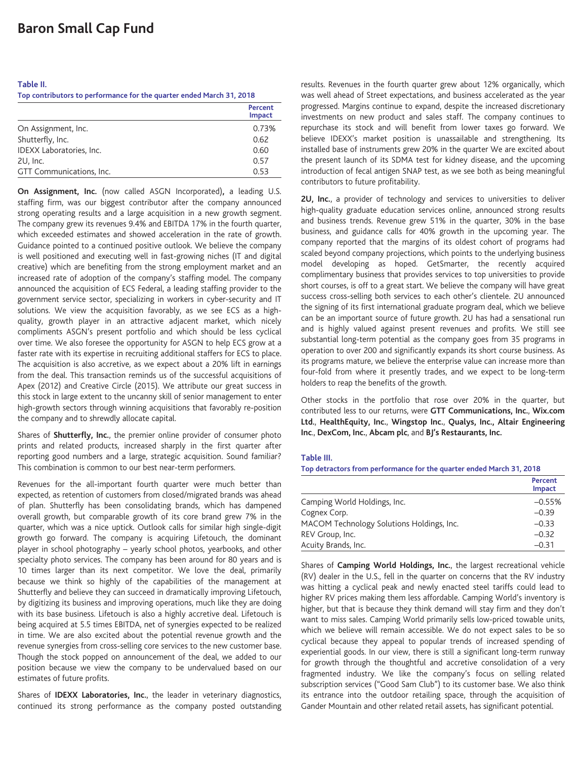# Baron Small Cap Fund

**Table II.**
**Top contributors to performance for the quarter ended March 31, 2018**

| | Percent Impact |
|---|---|
| On Assignment, Inc. | 0.73% |
| Shutterfly, Inc. | 0.62 |
| IDEXX Laboratories, Inc. | 0.60 |
| 2U, Inc. | 0.57 |
| GTT Communications, Inc. | 0.53 |

**On Assignment, Inc.** (now called ASGN Incorporated)**,** a leading U.S. staffing firm, was our biggest contributor after the company announced strong operating results and a large acquisition in a new growth segment. The company grew its revenues 9.4% and EBITDA 17% in the fourth quarter, which exceeded estimates and showed acceleration in the rate of growth. Guidance pointed to a continued positive outlook. We believe the company is well positioned and executing well in fast-growing niches (IT and digital creative) which are benefiting from the strong employment market and an increased rate of adoption of the company's staffing model. The company announced the acquisition of ECS Federal, a leading staffing provider to the government service sector, specializing in workers in cyber-security and IT solutions. We view the acquisition favorably, as we see ECS as a high-quality, growth player in an attractive adjacent market, which nicely compliments ASGN's present portfolio and which should be less cyclical over time. We also foresee the opportunity for ASGN to help ECS grow at a faster rate with its expertise in recruiting additional staffers for ECS to place. The acquisition is also accretive, as we expect about a 20% lift in earnings from the deal. This transaction reminds us of the successful acquisitions of Apex (2012) and Creative Circle (2015). We attribute our great success in this stock in large extent to the uncanny skill of senior management to enter high-growth sectors through winning acquisitions that favorably re-position the company and to shrewdly allocate capital.

Shares of **Shutterfly, Inc.**, the premier online provider of consumer photo prints and related products, increased sharply in the first quarter after reporting good numbers and a large, strategic acquisition. Sound familiar? This combination is common to our best near-term performers.

Revenues for the all-important fourth quarter were much better than expected, as retention of customers from closed/migrated brands was ahead of plan. Shutterfly has been consolidating brands, which has dampened overall growth, but comparable growth of its core brand grew 7% in the quarter, which was a nice uptick. Outlook calls for similar high single-digit growth go forward. The company is acquiring Lifetouch, the dominant player in school photography – yearly school photos, yearbooks, and other specialty photo services. The company has been around for 80 years and is 10 times larger than its next competitor. We love the deal, primarily because we think so highly of the capabilities of the management at Shutterfly and believe they can succeed in dramatically improving Lifetouch, by digitizing its business and improving operations, much like they are doing with its base business. Lifetouch is also a highly accretive deal. Lifetouch is being acquired at 5.5 times EBITDA, net of synergies expected to be realized in time. We are also excited about the potential revenue growth and the revenue synergies from cross-selling core services to the new customer base. Though the stock popped on announcement of the deal, we added to our position because we view the company to be undervalued based on our estimates of future profits.

Shares of **IDEXX Laboratories, Inc.**, the leader in veterinary diagnostics, continued its strong performance as the company posted outstanding results. Revenues in the fourth quarter grew about 12% organically, which was well ahead of Street expectations, and business accelerated as the year progressed. Margins continue to expand, despite the increased discretionary investments on new product and sales staff. The company continues to repurchase its stock and will benefit from lower taxes go forward. We believe IDEXX's market position is unassailable and strengthening. Its installed base of instruments grew 20% in the quarter We are excited about the present launch of its SDMA test for kidney disease, and the upcoming introduction of fecal antigen SNAP test, as we see both as being meaningful contributors to future profitability.

**2U, Inc.**, a provider of technology and services to universities to deliver high-quality graduate education services online, announced strong results and business trends. Revenue grew 51% in the quarter, 30% in the base business, and guidance calls for 40% growth in the upcoming year. The company reported that the margins of its oldest cohort of programs had scaled beyond company projections, which points to the underlying business model developing as hoped. GetSmarter, the recently acquired complimentary business that provides services to top universities to provide short courses, is off to a great start. We believe the company will have great success cross-selling both services to each other's clientele. 2U announced the signing of its first international graduate program deal, which we believe can be an important source of future growth. 2U has had a sensational run and is highly valued against present revenues and profits. We still see substantial long-term potential as the company goes from 35 programs in operation to over 200 and significantly expands its short course business. As its programs mature, we believe the enterprise value can increase more than four-fold from where it presently trades, and we expect to be long-term holders to reap the benefits of the growth.

Other stocks in the portfolio that rose over 20% in the quarter, but contributed less to our returns, were **GTT Communications, Inc.**, **Wix.com Ltd.**, **HealthEquity, Inc.**, **Wingstop Inc.**, **Qualys, Inc.**, **Altair Engineering Inc**., **DexCom, Inc.**, **Abcam plc**, and **BJ's Restaurants, Inc.**

**Table III.**
**Top detractors from performance for the quarter ended March 31, 2018**

| | Percent Impact |
|---|---|
| Camping World Holdings, Inc. | –0.55% |
| Cognex Corp. | –0.39 |
| MACOM Technology Solutions Holdings, Inc. | –0.33 |
| REV Group, Inc. | –0.32 |
| Acuity Brands, Inc. | –0.31 |

Shares of **Camping World Holdings, Inc.**, the largest recreational vehicle (RV) dealer in the U.S., fell in the quarter on concerns that the RV industry was hitting a cyclical peak and newly enacted steel tariffs could lead to higher RV prices making them less affordable. Camping World's inventory is higher, but that is because they think demand will stay firm and they don't want to miss sales. Camping World primarily sells low-priced towable units, which we believe will remain accessible. We do not expect sales to be so cyclical because they appeal to popular trends of increased spending of experiential goods. In our view, there is still a significant long-term runway for growth through the thoughtful and accretive consolidation of a very fragmented industry. We like the company's focus on selling related subscription services ("Good Sam Club") to its customer base. We also think its entrance into the outdoor retailing space, through the acquisition of Gander Mountain and other related retail assets, has significant potential.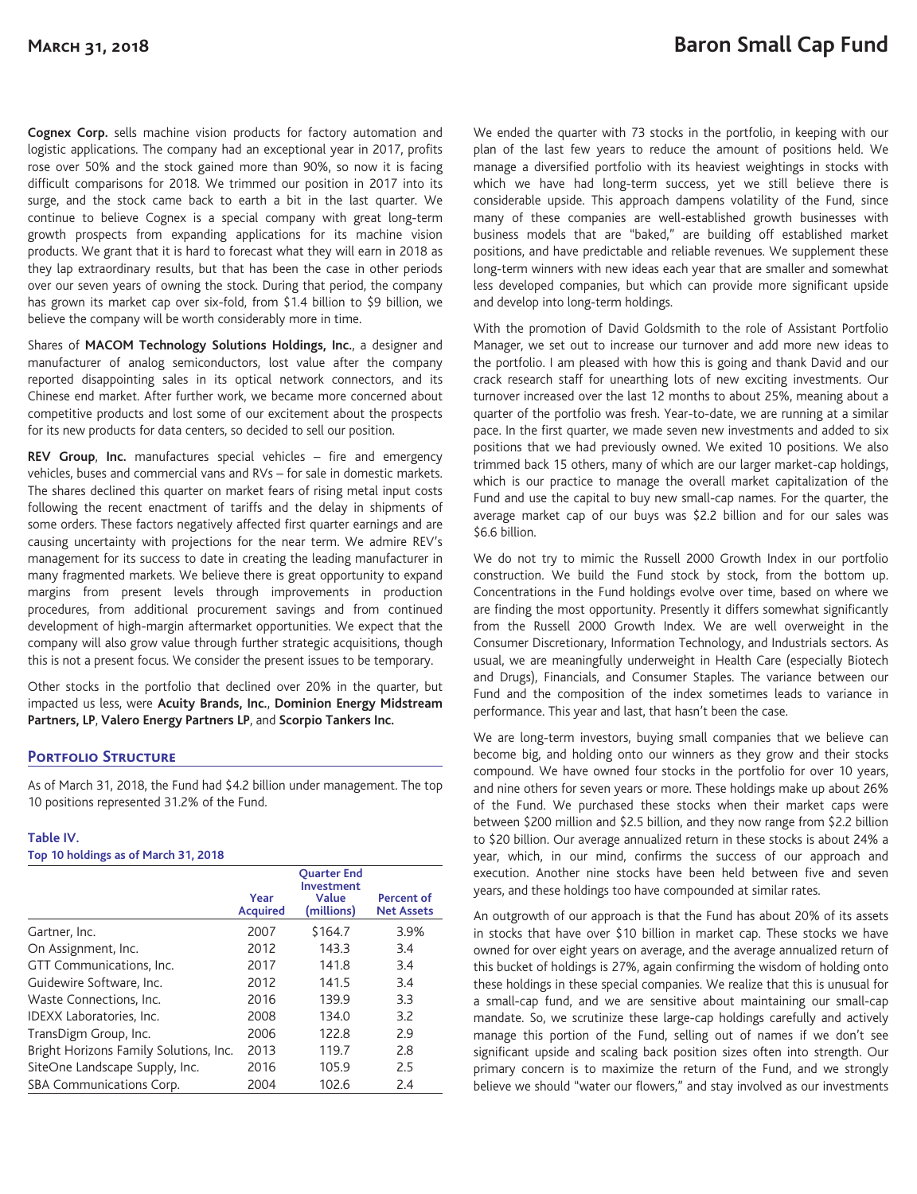**Cognex Corp.** sells machine vision products for factory automation and logistic applications. The company had an exceptional year in 2017, profits rose over 50% and the stock gained more than 90%, so now it is facing difficult comparisons for 2018. We trimmed our position in 2017 into its surge, and the stock came back to earth a bit in the last quarter. We continue to believe Cognex is a special company with great long-term growth prospects from expanding applications for its machine vision products. We grant that it is hard to forecast what they will earn in 2018 as they lap extraordinary results, but that has been the case in other periods over our seven years of owning the stock. During that period, the company has grown its market cap over six-fold, from $1.4 billion to $9 billion, we believe the company will be worth considerably more in time.

Shares of **MACOM Technology Solutions Holdings, Inc.**, a designer and manufacturer of analog semiconductors, lost value after the company reported disappointing sales in its optical network connectors, and its Chinese end market. After further work, we became more concerned about competitive products and lost some of our excitement about the prospects for its new products for data centers, so decided to sell our position.

**REV Group**, **Inc.** manufactures special vehicles – fire and emergency vehicles, buses and commercial vans and RVs – for sale in domestic markets. The shares declined this quarter on market fears of rising metal input costs following the recent enactment of tariffs and the delay in shipments of some orders. These factors negatively affected first quarter earnings and are causing uncertainty with projections for the near term. We admire REV's management for its success to date in creating the leading manufacturer in many fragmented markets. We believe there is great opportunity to expand margins from present levels through improvements in production procedures, from additional procurement savings and from continued development of high-margin aftermarket opportunities. We expect that the company will also grow value through further strategic acquisitions, though this is not a present focus. We consider the present issues to be temporary.

Other stocks in the portfolio that declined over 20% in the quarter, but impacted us less, were **Acuity Brands, Inc.**, **Dominion Energy Midstream Partners, LP**, **Valero Energy Partners LP**, and **Scorpio Tankers Inc.**

## Portfolio Structure

As of March 31, 2018, the Fund had $4.2 billion under management. The top 10 positions represented 31.2% of the Fund.

**Table IV.**
**Top 10 holdings as of March 31, 2018**

| | Year Acquired | Quarter End Investment Value (millions) | Percent of Net Assets |
|---|---|---|---|
| Gartner, Inc. | 2007 | $164.7 | 3.9% |
| On Assignment, Inc. | 2012 | 143.3 | 3.4 |
| GTT Communications, Inc. | 2017 | 141.8 | 3.4 |
| Guidewire Software, Inc. | 2012 | 141.5 | 3.4 |
| Waste Connections, Inc. | 2016 | 139.9 | 3.3 |
| IDEXX Laboratories, Inc. | 2008 | 134.0 | 3.2 |
| TransDigm Group, Inc. | 2006 | 122.8 | 2.9 |
| Bright Horizons Family Solutions, Inc. | 2013 | 119.7 | 2.8 |
| SiteOne Landscape Supply, Inc. | 2016 | 105.9 | 2.5 |
| SBA Communications Corp. | 2004 | 102.6 | 2.4 |

We ended the quarter with 73 stocks in the portfolio, in keeping with our plan of the last few years to reduce the amount of positions held. We manage a diversified portfolio with its heaviest weightings in stocks with which we have had long-term success, yet we still believe there is considerable upside. This approach dampens volatility of the Fund, since many of these companies are well-established growth businesses with business models that are "baked," are building off established market positions, and have predictable and reliable revenues. We supplement these long-term winners with new ideas each year that are smaller and somewhat less developed companies, but which can provide more significant upside and develop into long-term holdings.

With the promotion of David Goldsmith to the role of Assistant Portfolio Manager, we set out to increase our turnover and add more new ideas to the portfolio. I am pleased with how this is going and thank David and our crack research staff for unearthing lots of new exciting investments. Our turnover increased over the last 12 months to about 25%, meaning about a quarter of the portfolio was fresh. Year-to-date, we are running at a similar pace. In the first quarter, we made seven new investments and added to six positions that we had previously owned. We exited 10 positions. We also trimmed back 15 others, many of which are our larger market-cap holdings, which is our practice to manage the overall market capitalization of the Fund and use the capital to buy new small-cap names. For the quarter, the average market cap of our buys was $2.2 billion and for our sales was $6.6 billion.

We do not try to mimic the Russell 2000 Growth Index in our portfolio construction. We build the Fund stock by stock, from the bottom up. Concentrations in the Fund holdings evolve over time, based on where we are finding the most opportunity. Presently it differs somewhat significantly from the Russell 2000 Growth Index. We are well overweight in the Consumer Discretionary, Information Technology, and Industrials sectors. As usual, we are meaningfully underweight in Health Care (especially Biotech and Drugs), Financials, and Consumer Staples. The variance between our Fund and the composition of the index sometimes leads to variance in performance. This year and last, that hasn't been the case.

We are long-term investors, buying small companies that we believe can become big, and holding onto our winners as they grow and their stocks compound. We have owned four stocks in the portfolio for over 10 years, and nine others for seven years or more. These holdings make up about 26% of the Fund. We purchased these stocks when their market caps were between $200 million and $2.5 billion, and they now range from $2.2 billion to $20 billion. Our average annualized return in these stocks is about 24% a year, which, in our mind, confirms the success of our approach and execution. Another nine stocks have been held between five and seven years, and these holdings too have compounded at similar rates.

An outgrowth of our approach is that the Fund has about 20% of its assets in stocks that have over $10 billion in market cap. These stocks we have owned for over eight years on average, and the average annualized return of this bucket of holdings is 27%, again confirming the wisdom of holding onto these holdings in these special companies. We realize that this is unusual for a small-cap fund, and we are sensitive about maintaining our small-cap mandate. So, we scrutinize these large-cap holdings carefully and actively manage this portion of the Fund, selling out of names if we don't see significant upside and scaling back position sizes often into strength. Our primary concern is to maximize the return of the Fund, and we strongly believe we should "water our flowers," and stay involved as our investments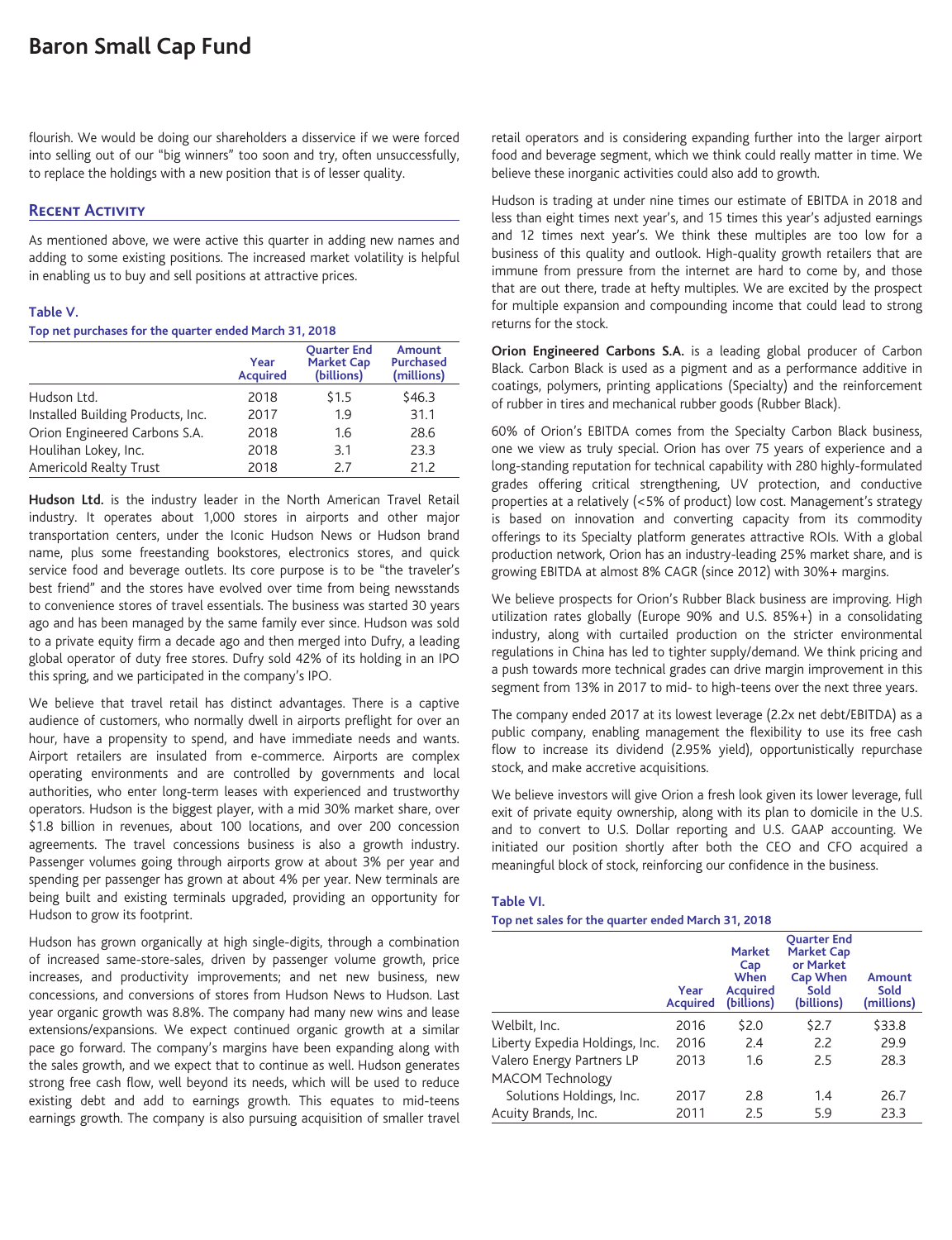flourish. We would be doing our shareholders a disservice if we were forced into selling out of our "big winners" too soon and try, often unsuccessfully, to replace the holdings with a new position that is of lesser quality.

## Recent Activity

As mentioned above, we were active this quarter in adding new names and adding to some existing positions. The increased market volatility is helpful in enabling us to buy and sell positions at attractive prices.

**Table V.**

**Top net purchases for the quarter ended March 31, 2018**

| | Year Acquired | Quarter End Market Cap (billions) | Amount Purchased (millions) |
|---|---|---|---|
| Hudson Ltd. | 2018 | $1.5 | $46.3 |
| Installed Building Products, Inc. | 2017 | 1.9 | 31.1 |
| Orion Engineered Carbons S.A. | 2018 | 1.6 | 28.6 |
| Houlihan Lokey, Inc. | 2018 | 3.1 | 23.3 |
| Americold Realty Trust | 2018 | 2.7 | 21.2 |

**Hudson Ltd.** is the industry leader in the North American Travel Retail industry. It operates about 1,000 stores in airports and other major transportation centers, under the Iconic Hudson News or Hudson brand name, plus some freestanding bookstores, electronics stores, and quick service food and beverage outlets. Its core purpose is to be "the traveler's best friend" and the stores have evolved over time from being newsstands to convenience stores of travel essentials. The business was started 30 years ago and has been managed by the same family ever since. Hudson was sold to a private equity firm a decade ago and then merged into Dufry, a leading global operator of duty free stores. Dufry sold 42% of its holding in an IPO this spring, and we participated in the company's IPO.

We believe that travel retail has distinct advantages. There is a captive audience of customers, who normally dwell in airports preflight for over an hour, have a propensity to spend, and have immediate needs and wants. Airport retailers are insulated from e-commerce. Airports are complex operating environments and are controlled by governments and local authorities, who enter long-term leases with experienced and trustworthy operators. Hudson is the biggest player, with a mid 30% market share, over $1.8 billion in revenues, about 100 locations, and over 200 concession agreements. The travel concessions business is also a growth industry. Passenger volumes going through airports grow at about 3% per year and spending per passenger has grown at about 4% per year. New terminals are being built and existing terminals upgraded, providing an opportunity for Hudson to grow its footprint.

Hudson has grown organically at high single-digits, through a combination of increased same-store-sales, driven by passenger volume growth, price increases, and productivity improvements; and net new business, new concessions, and conversions of stores from Hudson News to Hudson. Last year organic growth was 8.8%. The company had many new wins and lease extensions/expansions. We expect continued organic growth at a similar pace go forward. The company's margins have been expanding along with the sales growth, and we expect that to continue as well. Hudson generates strong free cash flow, well beyond its needs, which will be used to reduce existing debt and add to earnings growth. This equates to mid-teens earnings growth. The company is also pursuing acquisition of smaller travel retail operators and is considering expanding further into the larger airport food and beverage segment, which we think could really matter in time. We believe these inorganic activities could also add to growth.

Hudson is trading at under nine times our estimate of EBITDA in 2018 and less than eight times next year's, and 15 times this year's adjusted earnings and 12 times next year's. We think these multiples are too low for a business of this quality and outlook. High-quality growth retailers that are immune from pressure from the internet are hard to come by, and those that are out there, trade at hefty multiples. We are excited by the prospect for multiple expansion and compounding income that could lead to strong returns for the stock.

**Orion Engineered Carbons S.A.** is a leading global producer of Carbon Black. Carbon Black is used as a pigment and as a performance additive in coatings, polymers, printing applications (Specialty) and the reinforcement of rubber in tires and mechanical rubber goods (Rubber Black).

60% of Orion's EBITDA comes from the Specialty Carbon Black business, one we view as truly special. Orion has over 75 years of experience and a long-standing reputation for technical capability with 280 highly-formulated grades offering critical strengthening, UV protection, and conductive properties at a relatively (<5% of product) low cost. Management's strategy is based on innovation and converting capacity from its commodity offerings to its Specialty platform generates attractive ROIs. With a global production network, Orion has an industry-leading 25% market share, and is growing EBITDA at almost 8% CAGR (since 2012) with 30%+ margins.

We believe prospects for Orion's Rubber Black business are improving. High utilization rates globally (Europe 90% and U.S. 85%+) in a consolidating industry, along with curtailed production on the stricter environmental regulations in China has led to tighter supply/demand. We think pricing and a push towards more technical grades can drive margin improvement in this segment from 13% in 2017 to mid- to high-teens over the next three years.

The company ended 2017 at its lowest leverage (2.2x net debt/EBITDA) as a public company, enabling management the flexibility to use its free cash flow to increase its dividend (2.95% yield), opportunistically repurchase stock, and make accretive acquisitions.

We believe investors will give Orion a fresh look given its lower leverage, full exit of private equity ownership, along with its plan to domicile in the U.S. and to convert to U.S. Dollar reporting and U.S. GAAP accounting. We initiated our position shortly after both the CEO and CFO acquired a meaningful block of stock, reinforcing our confidence in the business.

**Table VI.**

**Top net sales for the quarter ended March 31, 2018**

| | Year Acquired | Market Cap When Acquired (billions) | Quarter End Market Cap or Market Cap When Sold (billions) | Amount Sold (millions) |
|---|---|---|---|---|
| Welbilt, Inc. | 2016 | $2.0 | $2.7 | $33.8 |
| Liberty Expedia Holdings, Inc. | 2016 | 2.4 | 2.2 | 29.9 |
| Valero Energy Partners LP | 2013 | 1.6 | 2.5 | 28.3 |
| MACOM Technology Solutions Holdings, Inc. | 2017 | 2.8 | 1.4 | 26.7 |
| Acuity Brands, Inc. | 2011 | 2.5 | 5.9 | 23.3 |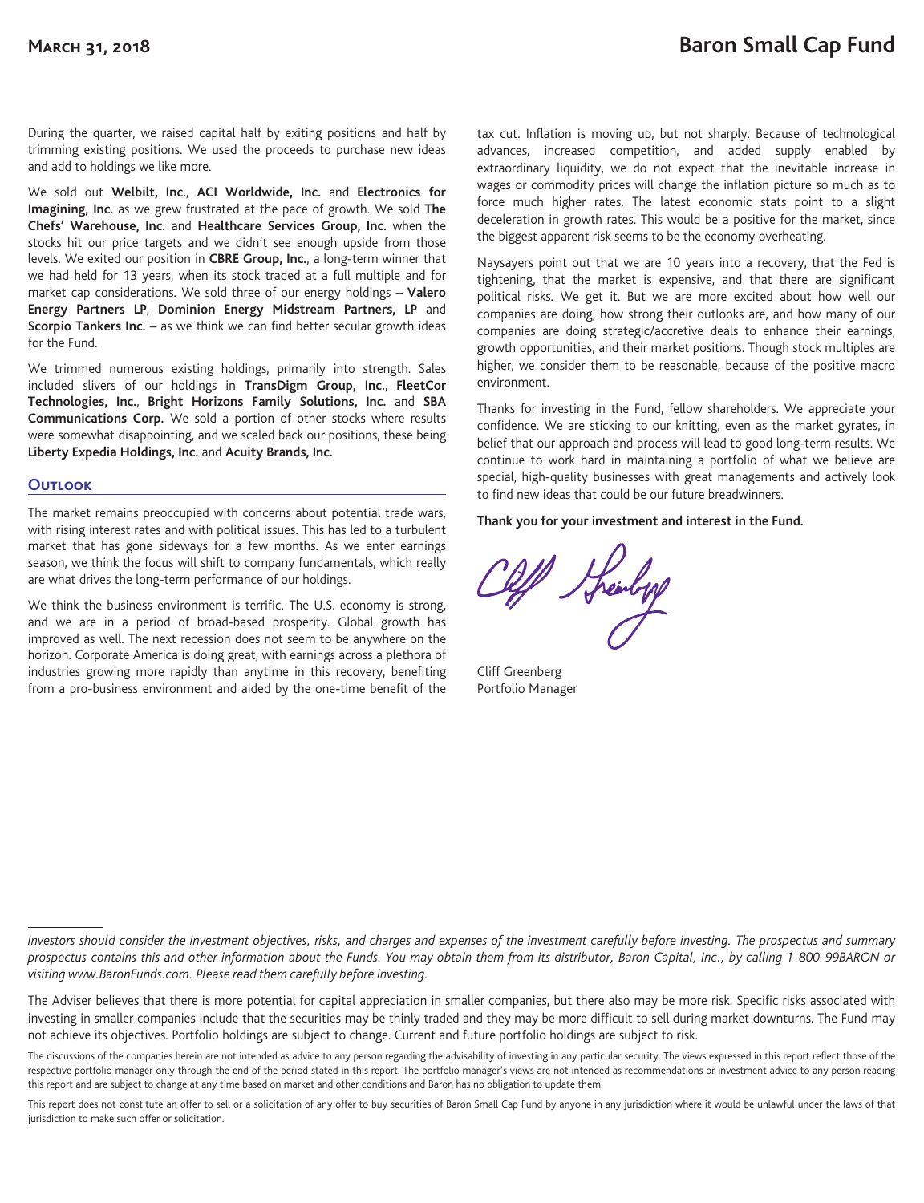During the quarter, we raised capital half by exiting positions and half by trimming existing positions. We used the proceeds to purchase new ideas and add to holdings we like more.

We sold out **Welbilt, Inc.**, **ACI Worldwide, Inc.** and **Electronics for Imagining, Inc.** as we grew frustrated at the pace of growth. We sold **The Chefs' Warehouse, Inc.** and **Healthcare Services Group, Inc.** when the stocks hit our price targets and we didn't see enough upside from those levels. We exited our position in **CBRE Group, Inc.**, a long-term winner that we had held for 13 years, when its stock traded at a full multiple and for market cap considerations. We sold three of our energy holdings – **Valero Energy Partners LP**, **Dominion Energy Midstream Partners, LP** and **Scorpio Tankers Inc.** – as we think we can find better secular growth ideas for the Fund.

We trimmed numerous existing holdings, primarily into strength. Sales included slivers of our holdings in **TransDigm Group, Inc.**, **FleetCor Technologies, Inc.**, **Bright Horizons Family Solutions, Inc.** and **SBA Communications Corp.** We sold a portion of other stocks where results were somewhat disappointing, and we scaled back our positions, these being **Liberty Expedia Holdings, Inc.** and **Acuity Brands, Inc.**

## Outlook

The market remains preoccupied with concerns about potential trade wars, with rising interest rates and with political issues. This has led to a turbulent market that has gone sideways for a few months. As we enter earnings season, we think the focus will shift to company fundamentals, which really are what drives the long-term performance of our holdings.

We think the business environment is terrific. The U.S. economy is strong, and we are in a period of broad-based prosperity. Global growth has improved as well. The next recession does not seem to be anywhere on the horizon. Corporate America is doing great, with earnings across a plethora of industries growing more rapidly than anytime in this recovery, benefiting from a pro-business environment and aided by the one-time benefit of the tax cut. Inflation is moving up, but not sharply. Because of technological advances, increased competition, and added supply enabled by extraordinary liquidity, we do not expect that the inevitable increase in wages or commodity prices will change the inflation picture so much as to force much higher rates. The latest economic stats point to a slight deceleration in growth rates. This would be a positive for the market, since the biggest apparent risk seems to be the economy overheating.

Naysayers point out that we are 10 years into a recovery, that the Fed is tightening, that the market is expensive, and that there are significant political risks. We get it. But we are more excited about how well our companies are doing, how strong their outlooks are, and how many of our companies are doing strategic/accretive deals to enhance their earnings, growth opportunities, and their market positions. Though stock multiples are higher, we consider them to be reasonable, because of the positive macro environment.

Thanks for investing in the Fund, fellow shareholders. We appreciate your confidence. We are sticking to our knitting, even as the market gyrates, in belief that our approach and process will lead to good long-term results. We continue to work hard in maintaining a portfolio of what we believe are special, high-quality businesses with great managements and actively look to find new ideas that could be our future breadwinners.

**Thank you for your investment and interest in the Fund.**

Cliff Greenberg
Portfolio Manager

*Investors should consider the investment objectives, risks, and charges and expenses of the investment carefully before investing. The prospectus and summary prospectus contains this and other information about the Funds. You may obtain them from its distributor, Baron Capital, Inc., by calling 1-800-99BARON or visiting www.BaronFunds.com. Please read them carefully before investing.*

The Adviser believes that there is more potential for capital appreciation in smaller companies, but there also may be more risk. Specific risks associated with investing in smaller companies include that the securities may be thinly traded and they may be more difficult to sell during market downturns. The Fund may not achieve its objectives. Portfolio holdings are subject to change. Current and future portfolio holdings are subject to risk.

The discussions of the companies herein are not intended as advice to any person regarding the advisability of investing in any particular security. The views expressed in this report reflect those of the respective portfolio manager only through the end of the period stated in this report. The portfolio manager's views are not intended as recommendations or investment advice to any person reading this report and are subject to change at any time based on market and other conditions and Baron has no obligation to update them.

This report does not constitute an offer to sell or a solicitation of any offer to buy securities of Baron Small Cap Fund by anyone in any jurisdiction where it would be unlawful under the laws of that jurisdiction to make such offer or solicitation.